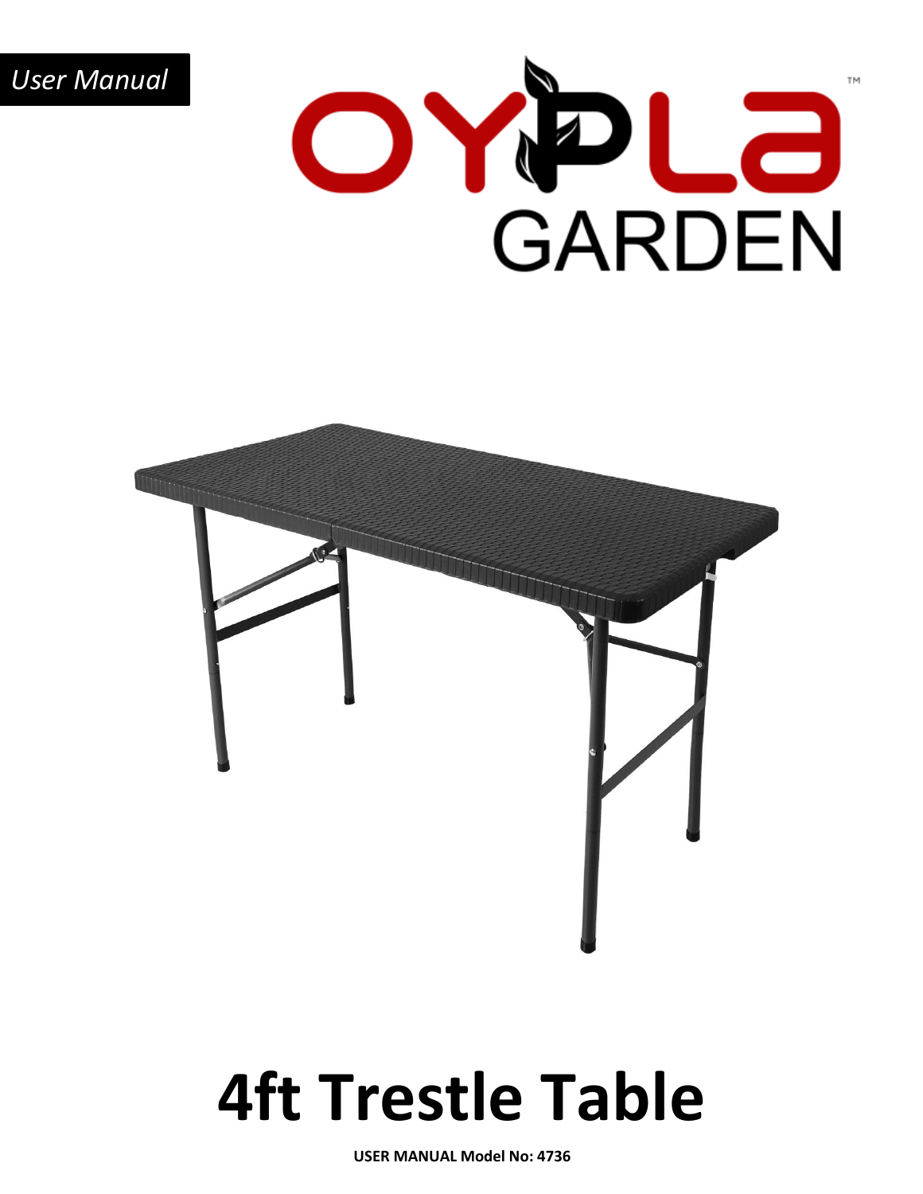*User Manual*

OYPLA™ GARDEN

# 4ft Trestle Table

**USER MANUAL Model No: 4736**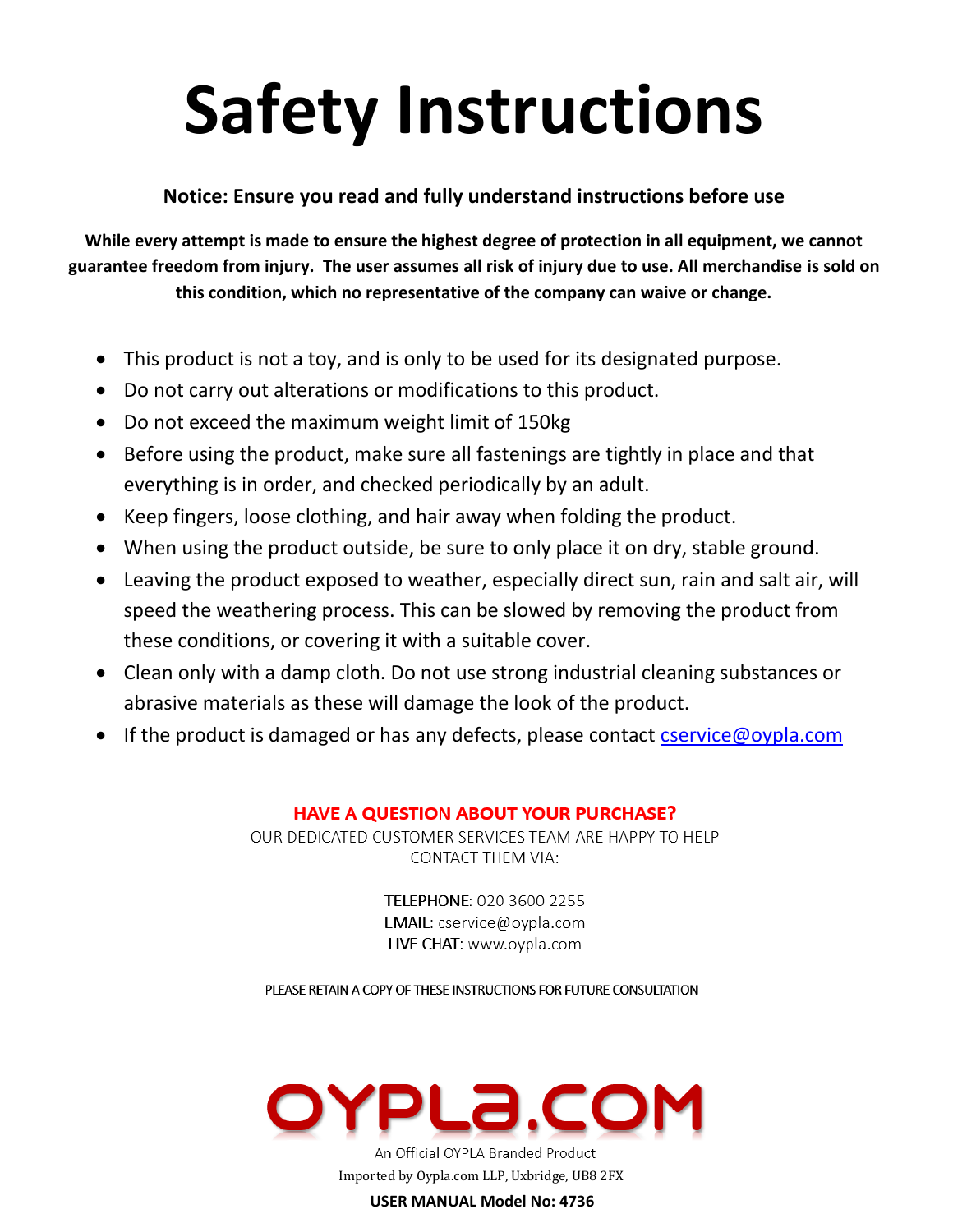# Safety Instructions

**Notice: Ensure you read and fully understand instructions before use**

**While every attempt is made to ensure the highest degree of protection in all equipment, we cannot guarantee freedom from injury. The user assumes all risk of injury due to use. All merchandise is sold on this condition, which no representative of the company can waive or change.**

- This product is not a toy, and is only to be used for its designated purpose.
- Do not carry out alterations or modifications to this product.
- Do not exceed the maximum weight limit of 150kg
- Before using the product, make sure all fastenings are tightly in place and that everything is in order, and checked periodically by an adult.
- Keep fingers, loose clothing, and hair away when folding the product.
- When using the product outside, be sure to only place it on dry, stable ground.
- Leaving the product exposed to weather, especially direct sun, rain and salt air, will speed the weathering process. This can be slowed by removing the product from these conditions, or covering it with a suitable cover.
- Clean only with a damp cloth. Do not use strong industrial cleaning substances or abrasive materials as these will damage the look of the product.
- If the product is damaged or has any defects, please contact cservice@oypla.com

**HAVE A QUESTION ABOUT YOUR PURCHASE?**

OUR DEDICATED CUSTOMER SERVICES TEAM ARE HAPPY TO HELP
CONTACT THEM VIA:

TELEPHONE: 020 3600 2255
EMAIL: cservice@oypla.com
LIVE CHAT: www.oypla.com

PLEASE RETAIN A COPY OF THESE INSTRUCTIONS FOR FUTURE CONSULTATION

OYPLA.COM

An Official OYPLA Branded Product
Imported by Oypla.com LLP, Uxbridge, UB8 2FX

**USER MANUAL Model No: 4736**